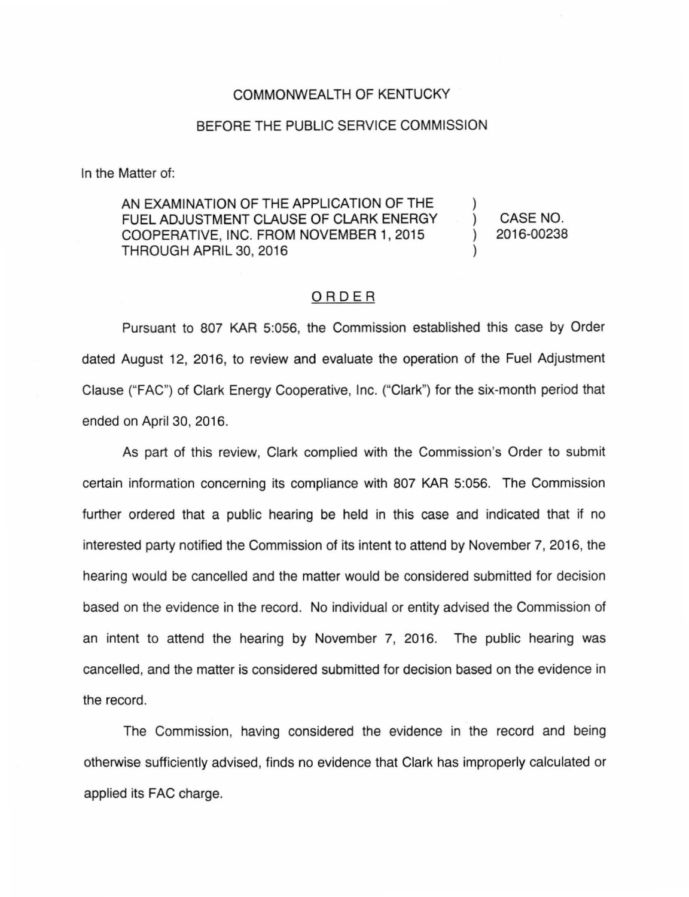COMMONWEALTH OF KENTUCKY

BEFORE THE PUBLIC SERVICE COMMISSION

In the Matter of:

| | | |
|---|---|---|
| AN EXAMINATION OF THE APPLICATION OF THE FUEL ADJUSTMENT CLAUSE OF CLARK ENERGY COOPERATIVE, INC. FROM NOVEMBER 1, 2015 THROUGH APRIL 30, 2016 | ) ) ) ) | CASE NO. 2016-00238 |

## ORDER

Pursuant to 807 KAR 5:056, the Commission established this case by Order dated August 12, 2016, to review and evaluate the operation of the Fuel Adjustment Clause ("FAC") of Clark Energy Cooperative, Inc. ("Clark") for the six-month period that ended on April 30, 2016.

As part of this review, Clark complied with the Commission's Order to submit certain information concerning its compliance with 807 KAR 5:056. The Commission further ordered that a public hearing be held in this case and indicated that if no interested party notified the Commission of its intent to attend by November 7, 2016, the hearing would be cancelled and the matter would be considered submitted for decision based on the evidence in the record. No individual or entity advised the Commission of an intent to attend the hearing by November 7, 2016. The public hearing was cancelled, and the matter is considered submitted for decision based on the evidence in the record.

The Commission, having considered the evidence in the record and being otherwise sufficiently advised, finds no evidence that Clark has improperly calculated or applied its FAC charge.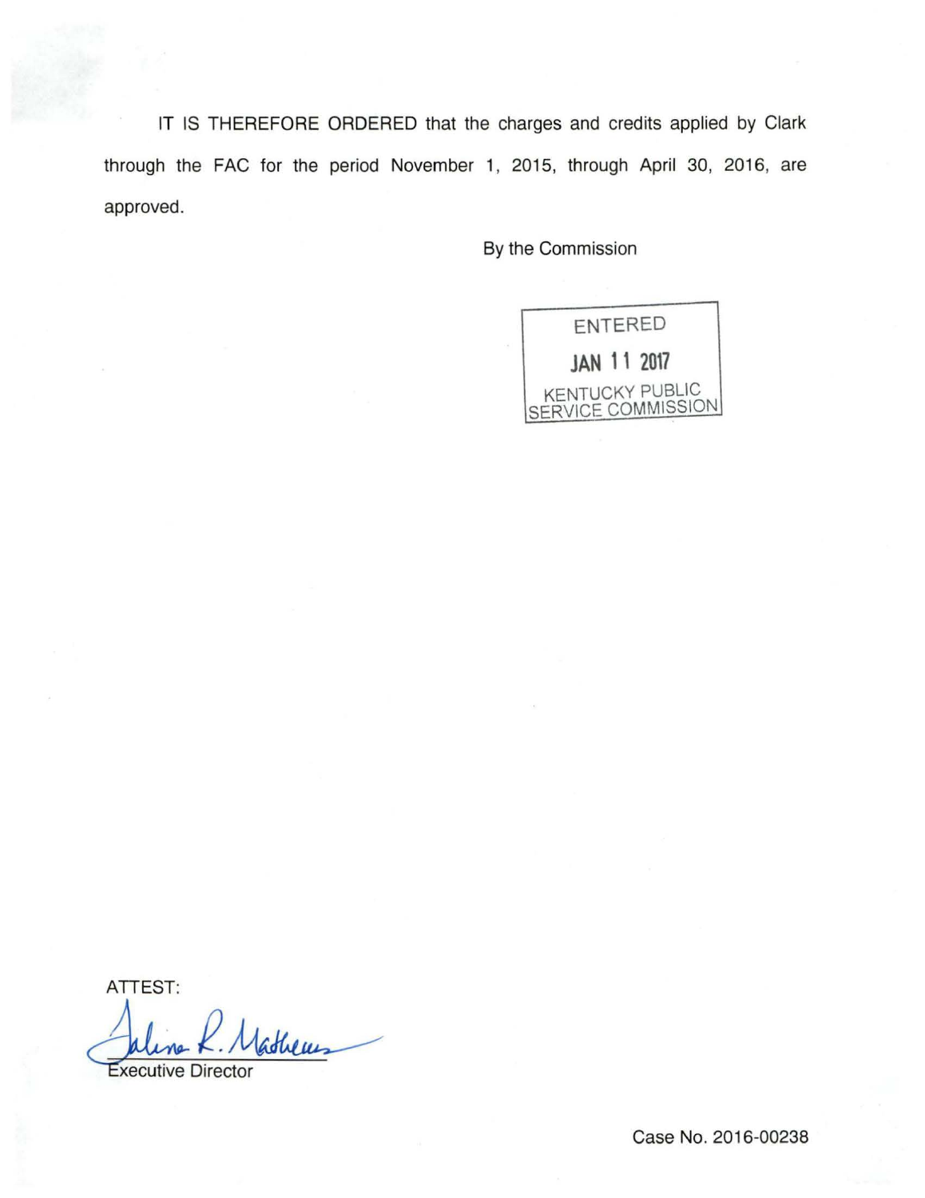IT IS THEREFORE ORDERED that the charges and credits applied by Clark through the FAC for the period November 1, 2015, through April 30, 2016, are approved.

By the Commission

ENTERED
JAN 11 2017
KENTUCKY PUBLIC SERVICE COMMISSION

ATTEST:

Executive Director

Case No. 2016-00238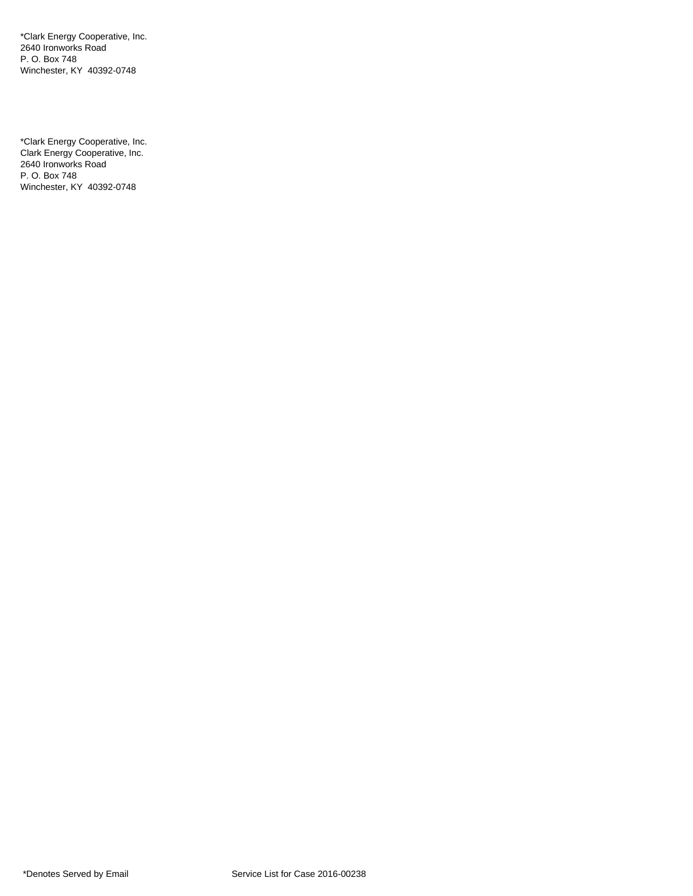*Clark Energy Cooperative, Inc.
2640 Ironworks Road
P. O. Box 748
Winchester, KY  40392-0748

*Clark Energy Cooperative, Inc.
Clark Energy Cooperative, Inc.
2640 Ironworks Road
P. O. Box 748
Winchester, KY  40392-0748

*Denotes Served by Email

Service List for Case 2016-00238